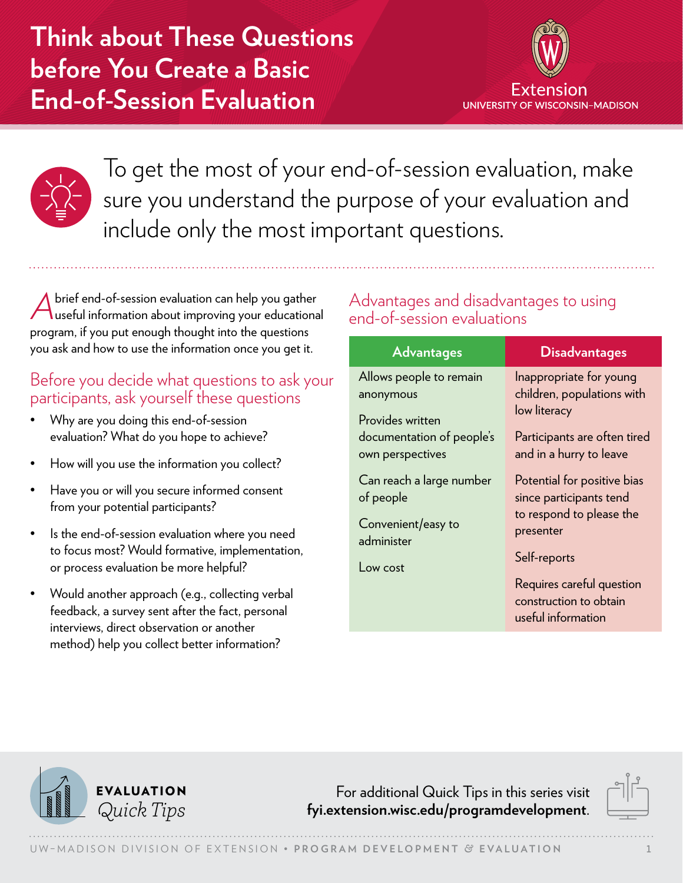# Think about These Questions before You Create a Basic End-of-Session Evaluation

Extension
UNIVERSITY OF WISCONSIN–MADISON

To get the most of your end-of-session evaluation, make sure you understand the purpose of your evaluation and include only the most important questions.

A brief end-of-session evaluation can help you gather useful information about improving your educational program, if you put enough thought into the questions you ask and how to use the information once you get it.

## Before you decide what questions to ask your participants, ask yourself these questions

- Why are you doing this end-of-session evaluation? What do you hope to achieve?
- How will you use the information you collect?
- Have you or will you secure informed consent from your potential participants?
- Is the end-of-session evaluation where you need to focus most? Would formative, implementation, or process evaluation be more helpful?
- Would another approach (e.g., collecting verbal feedback, a survey sent after the fact, personal interviews, direct observation or another method) help you collect better information?

## Advantages and disadvantages to using end-of-session evaluations

| Advantages | Disadvantages |
|---|---|
| Allows people to remain anonymous | Inappropriate for young children, populations with low literacy |
| Provides written documentation of people's own perspectives | Participants are often tired and in a hurry to leave |
| Can reach a large number of people | Potential for positive bias since participants tend to respond to please the presenter |
| Convenient/easy to administer | Self-reports |
| Low cost | Requires careful question construction to obtain useful information |

**EVALUATION** *Quick Tips*

For additional Quick Tips in this series visit **fyi.extension.wisc.edu/programdevelopment**.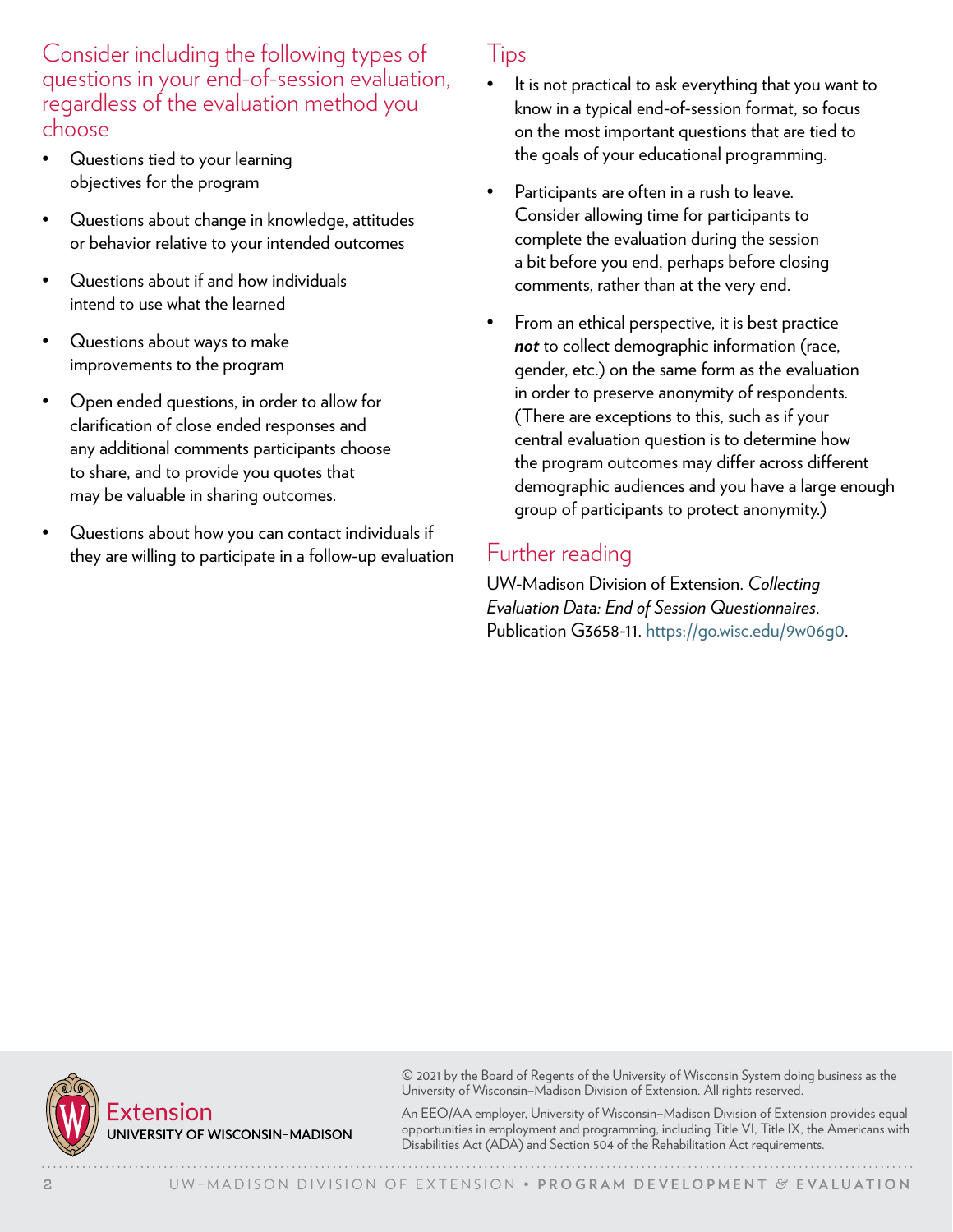## Consider including the following types of questions in your end-of-session evaluation, regardless of the evaluation method you choose

- Questions tied to your learning objectives for the program
- Questions about change in knowledge, attitudes or behavior relative to your intended outcomes
- Questions about if and how individuals intend to use what the learned
- Questions about ways to make improvements to the program
- Open ended questions, in order to allow for clarification of close ended responses and any additional comments participants choose to share, and to provide you quotes that may be valuable in sharing outcomes.
- Questions about how you can contact individuals if they are willing to participate in a follow-up evaluation

## Tips

- It is not practical to ask everything that you want to know in a typical end-of-session format, so focus on the most important questions that are tied to the goals of your educational programming.
- Participants are often in a rush to leave. Consider allowing time for participants to complete the evaluation during the session a bit before you end, perhaps before closing comments, rather than at the very end.
- From an ethical perspective, it is best practice ***not*** to collect demographic information (race, gender, etc.) on the same form as the evaluation in order to preserve anonymity of respondents. (There are exceptions to this, such as if your central evaluation question is to determine how the program outcomes may differ across different demographic audiences and you have a large enough group of participants to protect anonymity.)

## Further reading

UW-Madison Division of Extension. *Collecting Evaluation Data: End of Session Questionnaires*. Publication G3658-11. https://go.wisc.edu/9w06g0.

Extension
UNIVERSITY OF WISCONSIN–MADISON

© 2021 by the Board of Regents of the University of Wisconsin System doing business as the University of Wisconsin–Madison Division of Extension. All rights reserved.

An EEO/AA employer, University of Wisconsin–Madison Division of Extension provides equal opportunities in employment and programming, including Title VI, Title IX, the Americans with Disabilities Act (ADA) and Section 504 of the Rehabilitation Act requirements.